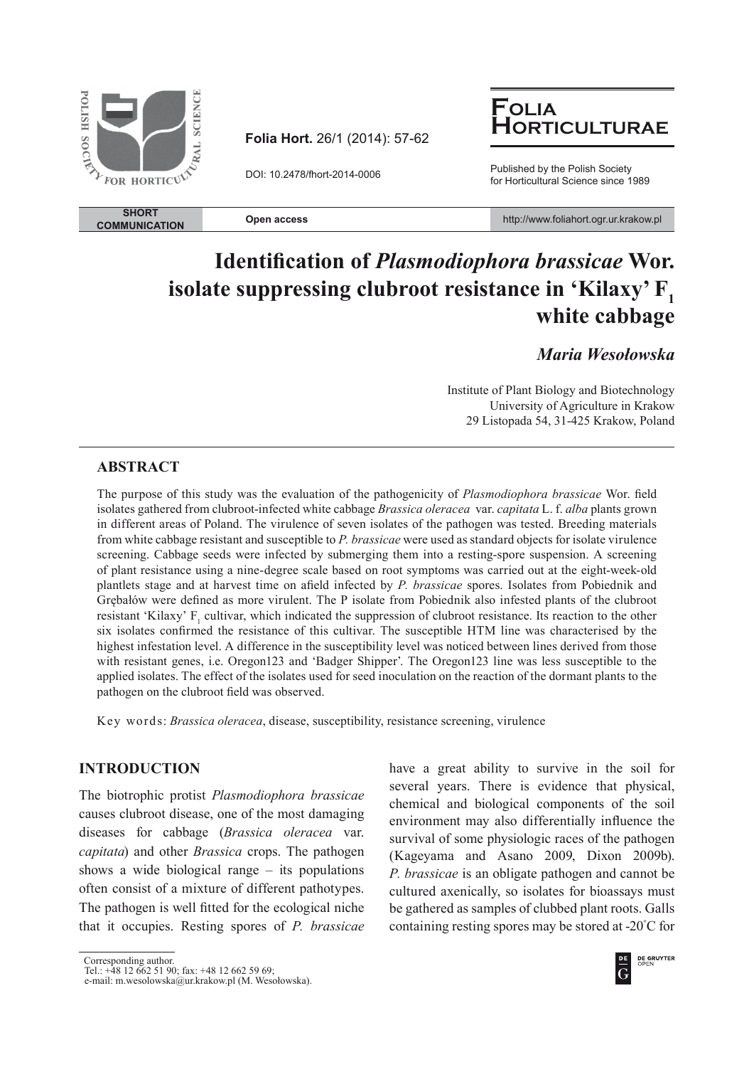SHORT COMMUNICATION

Open access

# Identification of *Plasmodiophora brassicae* Wor. isolate suppressing clubroot resistance in 'Kilaxy' F$_1$ white cabbage

***Maria Wesołowska***

Institute of Plant Biology and Biotechnology
University of Agriculture in Krakow
29 Listopada 54, 31-425 Krakow, Poland

## ABSTRACT

The purpose of this study was the evaluation of the pathogenicity of *Plasmodiophora brassicae* Wor. field isolates gathered from clubroot-infected white cabbage *Brassica oleracea* var. *capitata* L. f. *alba* plants grown in different areas of Poland. The virulence of seven isolates of the pathogen was tested. Breeding materials from white cabbage resistant and susceptible to *P. brassicae* were used as standard objects for isolate virulence screening. Cabbage seeds were infected by submerging them into a resting-spore suspension. A screening of plant resistance using a nine-degree scale based on root symptoms was carried out at the eight-week-old plantlets stage and at harvest time on afield infected by *P. brassicae* spores. Isolates from Pobiednik and Grębałów were defined as more virulent. The P isolate from Pobiednik also infested plants of the clubroot resistant 'Kilaxy' F$_1$ cultivar, which indicated the suppression of clubroot resistance. Its reaction to the other six isolates confirmed the resistance of this cultivar. The susceptible HTM line was characterised by the highest infestation level. A difference in the susceptibility level was noticed between lines derived from those with resistant genes, i.e. Oregon123 and 'Badger Shipper'. The Oregon123 line was less susceptible to the applied isolates. The effect of the isolates used for seed inoculation on the reaction of the dormant plants to the pathogen on the clubroot field was observed.

Key words: *Brassica oleracea*, disease, susceptibility, resistance screening, virulence

## INTRODUCTION

The biotrophic protist *Plasmodiophora brassicae* causes clubroot disease, one of the most damaging diseases for cabbage (*Brassica oleracea* var. *capitata*) and other *Brassica* crops. The pathogen shows a wide biological range – its populations often consist of a mixture of different pathotypes. The pathogen is well fitted for the ecological niche that it occupies. Resting spores of *P. brassicae* have a great ability to survive in the soil for several years. There is evidence that physical, chemical and biological components of the soil environment may also differentially influence the survival of some physiologic races of the pathogen (Kageyama and Asano 2009, Dixon 2009b). *P. brassicae* is an obligate pathogen and cannot be cultured axenically, so isolates for bioassays must be gathered as samples of clubbed plant roots. Galls containing resting spores may be stored at -20°C for

Corresponding author.
Tel.: +48 12 662 51 90; fax: +48 12 662 59 69;
e-mail: m.wesolowska@ur.krakow.pl (M. Wesołowska).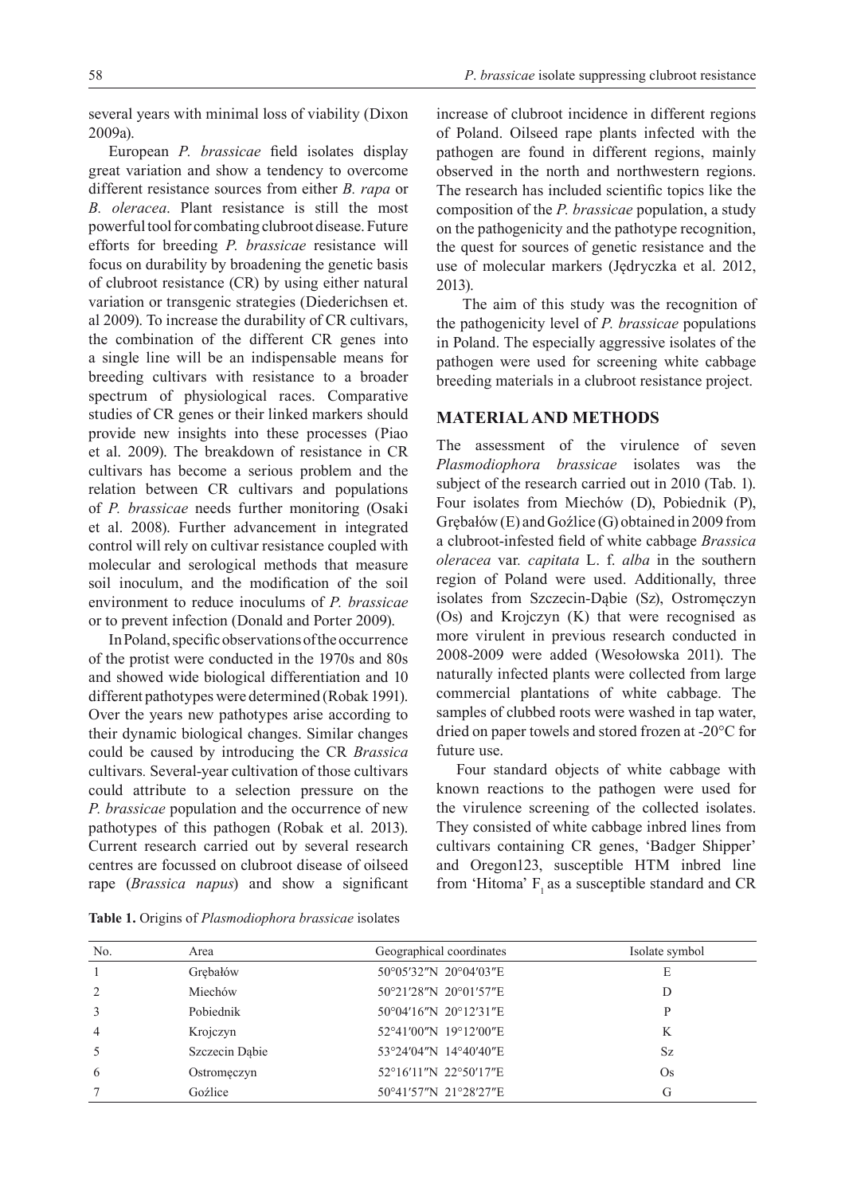several years with minimal loss of viability (Dixon 2009a).

European *P. brassicae* field isolates display great variation and show a tendency to overcome different resistance sources from either *B. rapa* or *B. oleracea*. Plant resistance is still the most powerful tool for combating clubroot disease. Future efforts for breeding *P. brassicae* resistance will focus on durability by broadening the genetic basis of clubroot resistance (CR) by using either natural variation or transgenic strategies (Diederichsen et. al 2009). To increase the durability of CR cultivars, the combination of the different CR genes into a single line will be an indispensable means for breeding cultivars with resistance to a broader spectrum of physiological races. Comparative studies of CR genes or their linked markers should provide new insights into these processes (Piao et al. 2009). The breakdown of resistance in CR cultivars has become a serious problem and the relation between CR cultivars and populations of *P. brassicae* needs further monitoring (Osaki et al. 2008). Further advancement in integrated control will rely on cultivar resistance coupled with molecular and serological methods that measure soil inoculum, and the modification of the soil environment to reduce inoculums of *P. brassicae* or to prevent infection (Donald and Porter 2009).

In Poland, specific observations of the occurrence of the protist were conducted in the 1970s and 80s and showed wide biological differentiation and 10 different pathotypes were determined (Robak 1991). Over the years new pathotypes arise according to their dynamic biological changes. Similar changes could be caused by introducing the CR *Brassica* cultivars. Several-year cultivation of those cultivars could attribute to a selection pressure on the *P. brassicae* population and the occurrence of new pathotypes of this pathogen (Robak et al. 2013). Current research carried out by several research centres are focussed on clubroot disease of oilseed rape (*Brassica napus*) and show a significant increase of clubroot incidence in different regions of Poland. Oilseed rape plants infected with the pathogen are found in different regions, mainly observed in the north and northwestern regions. The research has included scientific topics like the composition of the *P. brassicae* population, a study on the pathogenicity and the pathotype recognition, the quest for sources of genetic resistance and the use of molecular markers (Jędryczka et al. 2012, 2013).

The aim of this study was the recognition of the pathogenicity level of *P. brassicae* populations in Poland. The especially aggressive isolates of the pathogen were used for screening white cabbage breeding materials in a clubroot resistance project.

## MATERIAL AND METHODS

The assessment of the virulence of seven *Plasmodiophora brassicae* isolates was the subject of the research carried out in 2010 (Tab. 1). Four isolates from Miechów (D), Pobiednik (P), Grębałów (E) and Goźlice (G) obtained in 2009 from a clubroot-infested field of white cabbage *Brassica oleracea* var. *capitata* L. f. *alba* in the southern region of Poland were used. Additionally, three isolates from Szczecin-Dąbie (Sz), Ostromęczyn (Os) and Krojczyn (K) that were recognised as more virulent in previous research conducted in 2008-2009 were added (Wesołowska 2011). The naturally infected plants were collected from large commercial plantations of white cabbage. The samples of clubbed roots were washed in tap water, dried on paper towels and stored frozen at -20°C for future use.

Four standard objects of white cabbage with known reactions to the pathogen were used for the virulence screening of the collected isolates. They consisted of white cabbage inbred lines from cultivars containing CR genes, 'Badger Shipper' and Oregon123, susceptible HTM inbred line from 'Hitoma' $F_1$ as a susceptible standard and CR

**Table 1.** Origins of *Plasmodiophora brassicae* isolates

| No. | Area | Geographical coordinates | Isolate symbol |
|---|---|---|---|
| 1 | Grębałów | 50°05′32″N 20°04′03″E | E |
| 2 | Miechów | 50°21′28″N 20°01′57″E | D |
| 3 | Pobiednik | 50°04′16″N 20°12′31″E | P |
| 4 | Krojczyn | 52°41′00″N 19°12′00″E | K |
| 5 | Szczecin Dąbie | 53°24′04″N 14°40′40″E | Sz |
| 6 | Ostromęczyn | 52°16′11″N 22°50′17″E | Os |
| 7 | Goźlice | 50°41′57″N 21°28′27″E | G |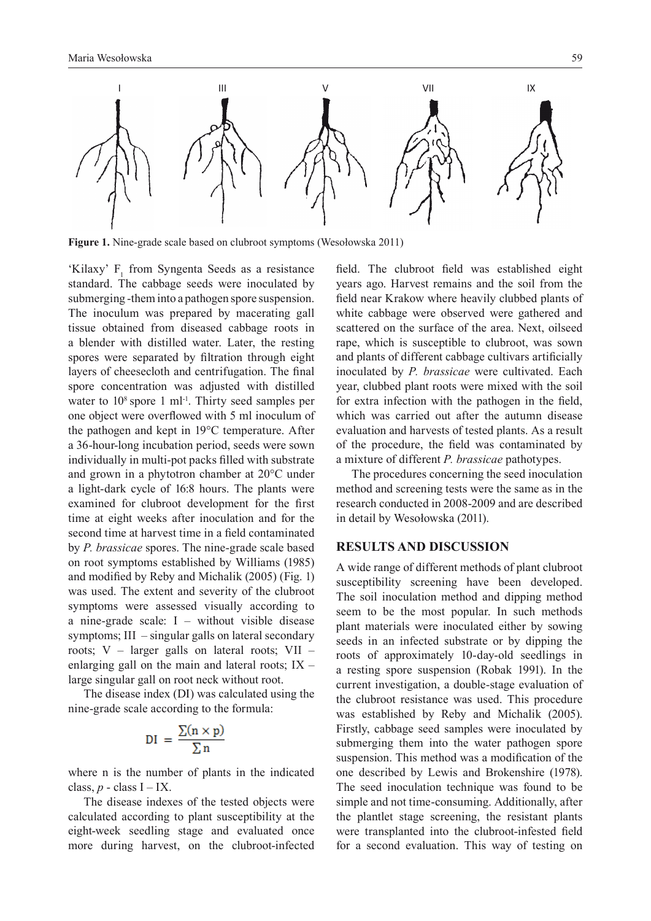Figure 1. Nine-grade scale based on clubroot symptoms (Wesołowska 2011)

'Kilaxy' $F_1$ from Syngenta Seeds as a resistance standard. The cabbage seeds were inoculated by submerging -them into a pathogen spore suspension. The inoculum was prepared by macerating gall tissue obtained from diseased cabbage roots in a blender with distilled water. Later, the resting spores were separated by filtration through eight layers of cheesecloth and centrifugation. The final spore concentration was adjusted with distilled water to $10^8$ spore 1 ml$^{-1}$. Thirty seed samples per one object were overflowed with 5 ml inoculum of the pathogen and kept in 19°C temperature. After a 36-hour-long incubation period, seeds were sown individually in multi-pot packs filled with substrate and grown in a phytotron chamber at 20°C under a light-dark cycle of 16:8 hours. The plants were examined for clubroot development for the first time at eight weeks after inoculation and for the second time at harvest time in a field contaminated by *P. brassicae* spores. The nine-grade scale based on root symptoms established by Williams (1985) and modified by Reby and Michalik (2005) (Fig. 1) was used. The extent and severity of the clubroot symptoms were assessed visually according to a nine-grade scale: I – without visible disease symptoms; III – singular galls on lateral secondary roots; V – larger galls on lateral roots; VII – enlarging gall on the main and lateral roots; IX – large singular gall on root neck without root.

The disease index (DI) was calculated using the nine-grade scale according to the formula:

$$DI = \frac{\sum(n \times p)}{\sum n}$$

where n is the number of plants in the indicated class, *p* - class I – IX.

The disease indexes of the tested objects were calculated according to plant susceptibility at the eight-week seedling stage and evaluated once more during harvest, on the clubroot-infected field. The clubroot field was established eight years ago. Harvest remains and the soil from the field near Krakow where heavily clubbed plants of white cabbage were observed were gathered and scattered on the surface of the area. Next, oilseed rape, which is susceptible to clubroot, was sown and plants of different cabbage cultivars artificially inoculated by *P. brassicae* were cultivated. Each year, clubbed plant roots were mixed with the soil for extra infection with the pathogen in the field, which was carried out after the autumn disease evaluation and harvests of tested plants. As a result of the procedure, the field was contaminated by a mixture of different *P. brassicae* pathotypes.

The procedures concerning the seed inoculation method and screening tests were the same as in the research conducted in 2008-2009 and are described in detail by Wesołowska (2011).

## RESULTS AND DISCUSSION

A wide range of different methods of plant clubroot susceptibility screening have been developed. The soil inoculation method and dipping method seem to be the most popular. In such methods plant materials were inoculated either by sowing seeds in an infected substrate or by dipping the roots of approximately 10-day-old seedlings in a resting spore suspension (Robak 1991). In the current investigation, a double-stage evaluation of the clubroot resistance was used. This procedure was established by Reby and Michalik (2005). Firstly, cabbage seed samples were inoculated by submerging them into the water pathogen spore suspension. This method was a modification of the one described by Lewis and Brokenshire (1978). The seed inoculation technique was found to be simple and not time-consuming. Additionally, after the plantlet stage screening, the resistant plants were transplanted into the clubroot-infested field for a second evaluation. This way of testing on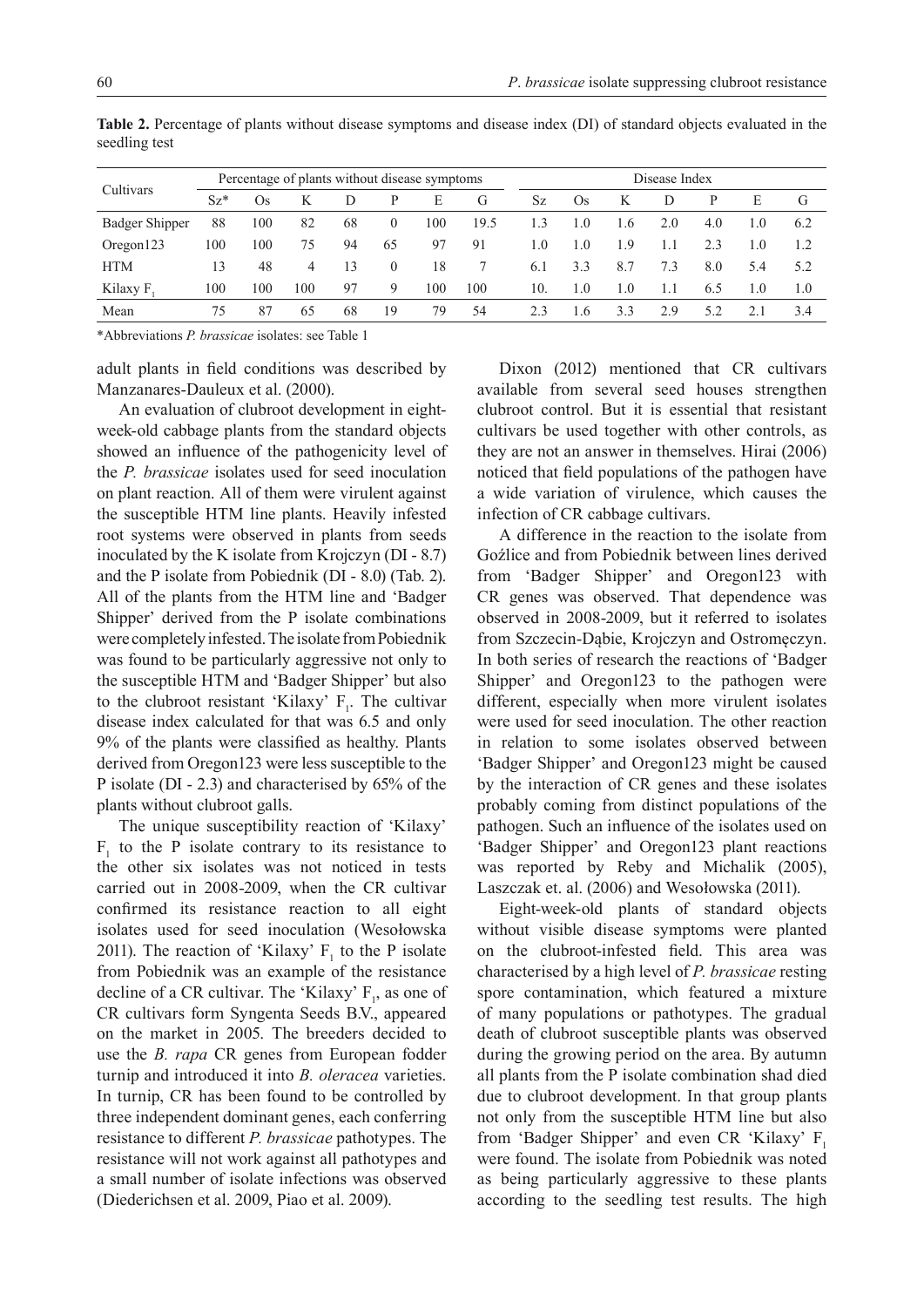**Table 2.** Percentage of plants without disease symptoms and disease index (DI) of standard objects evaluated in the seedling test

| Cultivars | Percentage of plants without disease symptoms | | | | | | | Disease Index | | | | | | |
|---|---|---|---|---|---|---|---|---|---|---|---|---|---|---|
| | Sz* | Os | K | D | P | E | G | Sz | Os | K | D | P | E | G |
| Badger Shipper | 88 | 100 | 82 | 68 | 0 | 100 | 19.5 | 1.3 | 1.0 | 1.6 | 2.0 | 4.0 | 1.0 | 6.2 |
| Oregon123 | 100 | 100 | 75 | 94 | 65 | 97 | 91 | 1.0 | 1.0 | 1.9 | 1.1 | 2.3 | 1.0 | 1.2 |
| HTM | 13 | 48 | 4 | 13 | 0 | 18 | 7 | 6.1 | 3.3 | 8.7 | 7.3 | 8.0 | 5.4 | 5.2 |
| Kilaxy $F_1$ | 100 | 100 | 100 | 97 | 9 | 100 | 100 | 10. | 1.0 | 1.0 | 1.1 | 6.5 | 1.0 | 1.0 |
| Mean | 75 | 87 | 65 | 68 | 19 | 79 | 54 | 2.3 | 1.6 | 3.3 | 2.9 | 5.2 | 2.1 | 3.4 |

*Abbreviations *P. brassicae* isolates: see Table 1

adult plants in field conditions was described by Manzanares-Dauleux et al. (2000).

An evaluation of clubroot development in eight-week-old cabbage plants from the standard objects showed an influence of the pathogenicity level of the *P. brassicae* isolates used for seed inoculation on plant reaction. All of them were virulent against the susceptible HTM line plants. Heavily infested root systems were observed in plants from seeds inoculated by the K isolate from Krojczyn (DI - 8.7) and the P isolate from Pobiednik (DI - 8.0) (Tab. 2). All of the plants from the HTM line and 'Badger Shipper' derived from the P isolate combinations were completely infested. The isolate from Pobiednik was found to be particularly aggressive not only to the susceptible HTM and 'Badger Shipper' but also to the clubroot resistant 'Kilaxy' $F_1$. The cultivar disease index calculated for that was 6.5 and only 9% of the plants were classified as healthy. Plants derived from Oregon123 were less susceptible to the P isolate (DI - 2.3) and characterised by 65% of the plants without clubroot galls.

The unique susceptibility reaction of 'Kilaxy' $F_1$ to the P isolate contrary to its resistance to the other six isolates was not noticed in tests carried out in 2008-2009, when the CR cultivar confirmed its resistance reaction to all eight isolates used for seed inoculation (Wesołowska 2011). The reaction of 'Kilaxy' $F_1$ to the P isolate from Pobiednik was an example of the resistance decline of a CR cultivar. The 'Kilaxy' $F_1$, as one of CR cultivars form Syngenta Seeds B.V., appeared on the market in 2005. The breeders decided to use the *B. rapa* CR genes from European fodder turnip and introduced it into *B. oleracea* varieties. In turnip, CR has been found to be controlled by three independent dominant genes, each conferring resistance to different *P. brassicae* pathotypes. The resistance will not work against all pathotypes and a small number of isolate infections was observed (Diederichsen et al. 2009, Piao et al. 2009).

Dixon (2012) mentioned that CR cultivars available from several seed houses strengthen clubroot control. But it is essential that resistant cultivars be used together with other controls, as they are not an answer in themselves. Hirai (2006) noticed that field populations of the pathogen have a wide variation of virulence, which causes the infection of CR cabbage cultivars.

A difference in the reaction to the isolate from Goźlice and from Pobiednik between lines derived from 'Badger Shipper' and Oregon123 with CR genes was observed. That dependence was observed in 2008-2009, but it referred to isolates from Szczecin-Dąbie, Krojczyn and Ostromęczyn. In both series of research the reactions of 'Badger Shipper' and Oregon123 to the pathogen were different, especially when more virulent isolates were used for seed inoculation. The other reaction in relation to some isolates observed between 'Badger Shipper' and Oregon123 might be caused by the interaction of CR genes and these isolates probably coming from distinct populations of the pathogen. Such an influence of the isolates used on 'Badger Shipper' and Oregon123 plant reactions was reported by Reby and Michalik (2005), Laszczak et. al. (2006) and Wesołowska (2011).

Eight-week-old plants of standard objects without visible disease symptoms were planted on the clubroot-infested field. This area was characterised by a high level of *P. brassicae* resting spore contamination, which featured a mixture of many populations or pathotypes. The gradual death of clubroot susceptible plants was observed during the growing period on the area. By autumn all plants from the P isolate combination shad died due to clubroot development. In that group plants not only from the susceptible HTM line but also from 'Badger Shipper' and even CR 'Kilaxy' $F_1$ were found. The isolate from Pobiednik was noted as being particularly aggressive to these plants according to the seedling test results. The high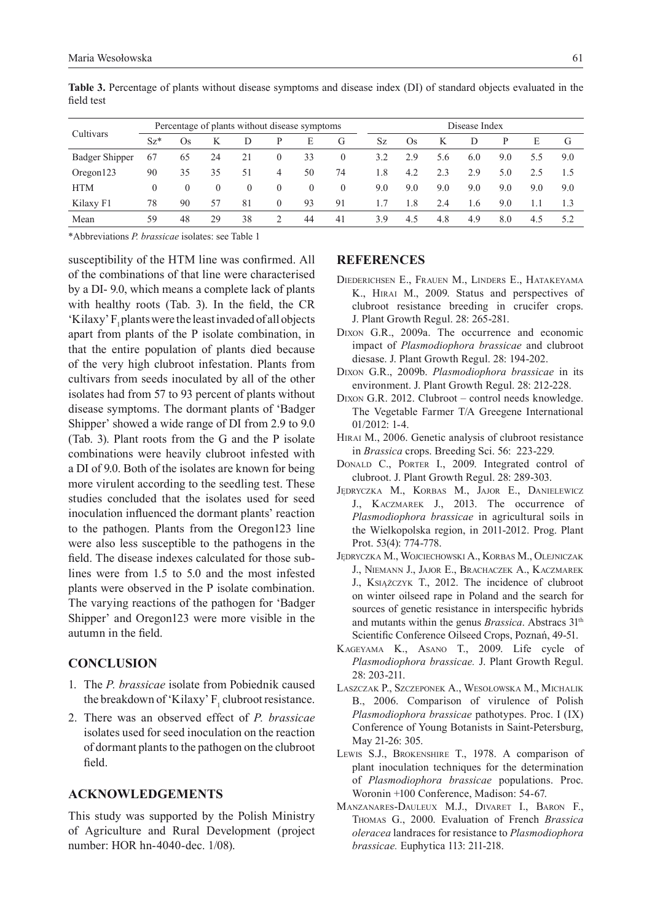**Table 3.** Percentage of plants without disease symptoms and disease index (DI) of standard objects evaluated in the field test

| Cultivars | Percentage of plants without disease symptoms | | | | | | | Disease Index | | | | | | |
|---|---|---|---|---|---|---|---|---|---|---|---|---|---|---|
| | Sz* | Os | K | D | P | E | G | Sz | Os | K | D | P | E | G |
| Badger Shipper | 67 | 65 | 24 | 21 | 0 | 33 | 0 | 3.2 | 2.9 | 5.6 | 6.0 | 9.0 | 5.5 | 9.0 |
| Oregon123 | 90 | 35 | 35 | 51 | 4 | 50 | 74 | 1.8 | 4.2 | 2.3 | 2.9 | 5.0 | 2.5 | 1.5 |
| HTM | 0 | 0 | 0 | 0 | 0 | 0 | 0 | 9.0 | 9.0 | 9.0 | 9.0 | 9.0 | 9.0 | 9.0 |
| Kilaxy F1 | 78 | 90 | 57 | 81 | 0 | 93 | 91 | 1.7 | 1.8 | 2.4 | 1.6 | 9.0 | 1.1 | 1.3 |
| Mean | 59 | 48 | 29 | 38 | 2 | 44 | 41 | 3.9 | 4.5 | 4.8 | 4.9 | 8.0 | 4.5 | 5.2 |

\*Abbreviations *P. brassicae* isolates: see Table 1

susceptibility of the HTM line was confirmed. All of the combinations of that line were characterised by a DI- 9.0, which means a complete lack of plants with healthy roots (Tab. 3). In the field, the CR 'Kilaxy' $F_1$ plants were the least invaded of all objects apart from plants of the P isolate combination, in that the entire population of plants died because of the very high clubroot infestation. Plants from cultivars from seeds inoculated by all of the other isolates had from 57 to 93 percent of plants without disease symptoms. The dormant plants of 'Badger Shipper' showed a wide range of DI from 2.9 to 9.0 (Tab. 3). Plant roots from the G and the P isolate combinations were heavily clubroot infested with a DI of 9.0. Both of the isolates are known for being more virulent according to the seedling test. These studies concluded that the isolates used for seed inoculation influenced the dormant plants' reaction to the pathogen. Plants from the Oregon123 line were also less susceptible to the pathogens in the field. The disease indexes calculated for those sub-lines were from 1.5 to 5.0 and the most infested plants were observed in the P isolate combination. The varying reactions of the pathogen for 'Badger Shipper' and Oregon123 were more visible in the autumn in the field.

## CONCLUSION

1. The *P. brassicae* isolate from Pobiednik caused the breakdown of 'Kilaxy' $F_1$ clubroot resistance.
2. There was an observed effect of *P. brassicae* isolates used for seed inoculation on the reaction of dormant plants to the pathogen on the clubroot field.

## ACKNOWLEDGEMENTS

This study was supported by the Polish Ministry of Agriculture and Rural Development (project number: HOR hn-4040-dec. 1/08).

## REFERENCES

Diederichsen E., Frauen M., Linders E., Hatakeyama K., Hirai M., 2009. Status and perspectives of clubroot resistance breeding in crucifer crops. J. Plant Growth Regul. 28: 265-281.

Dixon G.R., 2009a. The occurrence and economic impact of *Plasmodiophora brassicae* and clubroot diesase. J. Plant Growth Regul. 28: 194-202.

Dixon G.R., 2009b. *Plasmodiophora brassicae* in its environment. J. Plant Growth Regul. 28: 212-228.

Dixon G.R. 2012. Clubroot – control needs knowledge. The Vegetable Farmer T/A Greegene International 01/2012: 1-4.

Hirai M., 2006. Genetic analysis of clubroot resistance in *Brassica* crops. Breeding Sci. 56: 223-229.

Donald C., Porter I., 2009. Integrated control of clubroot. J. Plant Growth Regul. 28: 289-303.

Jędryczka M., Korbas M., Jajor E., Danielewicz J., Kaczmarek J., 2013. The occurrence of *Plasmodiophora brassicae* in agricultural soils in the Wielkopolska region, in 2011-2012. Prog. Plant Prot. 53(4): 774-778.

Jędryczka M., Wojciechowski A., Korbas M., Olejniczak J., Niemann J., Jajor E., Brachaczek A., Kaczmarek J., Książczyk T., 2012. The incidence of clubroot on winter oilseed rape in Poland and the search for sources of genetic resistance in interspecific hybrids and mutants within the genus *Brassica*. Abstracs 31th Scientific Conference Oilseed Crops, Poznań, 49-51.

Kageyama K., Asano T., 2009. Life cycle of *Plasmodiophora brassicae.* J. Plant Growth Regul. 28: 203-211.

Laszczak P., Szczeponek A., Wesołowska M., Michalik B., 2006. Comparison of virulence of Polish *Plasmodiophora brassicae* pathotypes. Proc. I (IX) Conference of Young Botanists in Saint-Petersburg, May 21-26: 305.

Lewis S.J., Brokenshire T., 1978. A comparison of plant inoculation techniques for the determination of *Plasmodiophora brassicae* populations. Proc. Woronin +100 Conference, Madison: 54-67.

Manzanares-Dauleux M.J., Divaret I., Baron F., Thomas G., 2000. Evaluation of French *Brassica oleracea* landraces for resistance to *Plasmodiophora brassicae.* Euphytica 113: 211-218.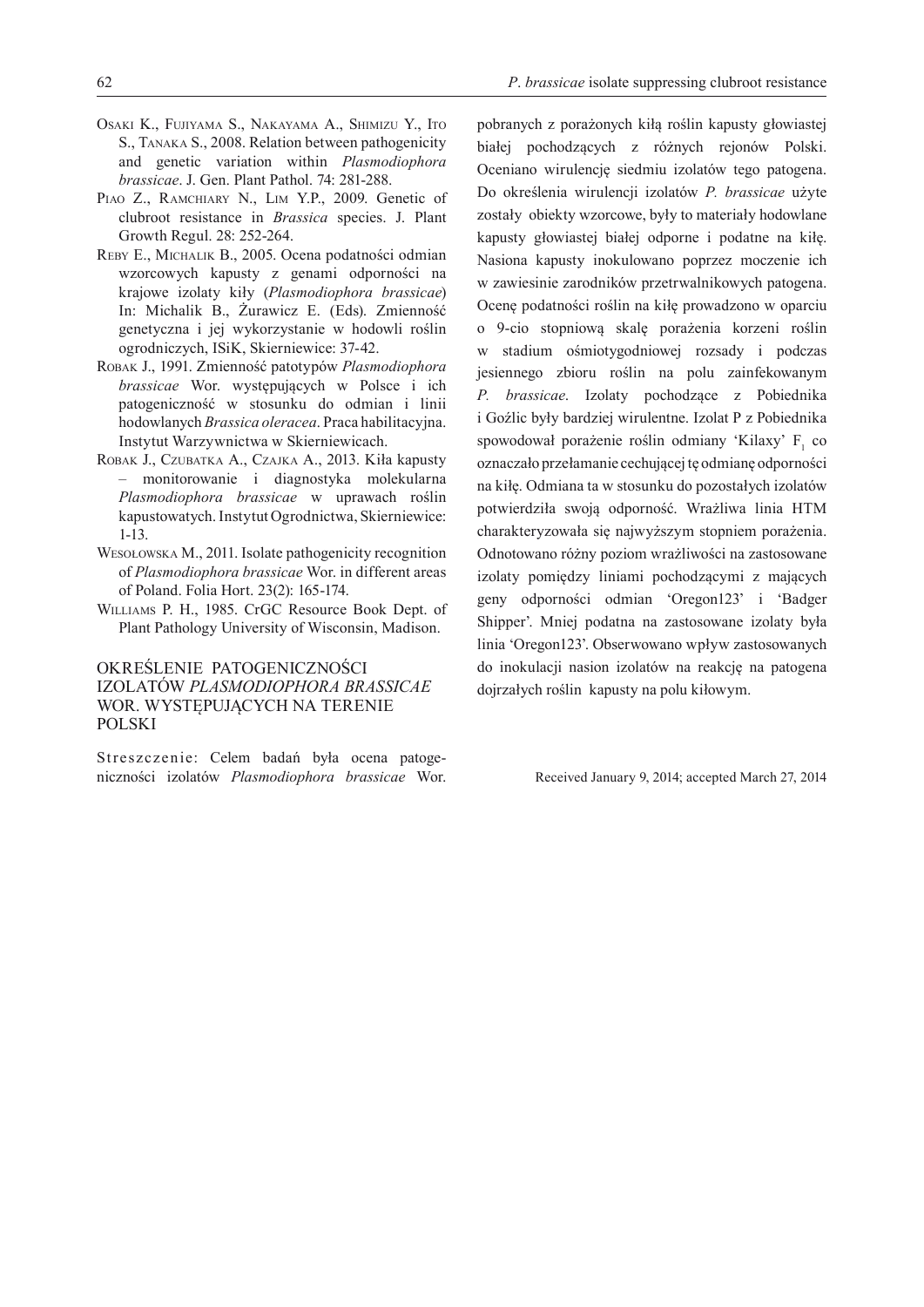Osaki K., Fujiyama S., Nakayama A., Shimizu Y., Ito S., Tanaka S., 2008. Relation between pathogenicity and genetic variation within *Plasmodiophora brassicae*. J. Gen. Plant Pathol. 74: 281-288.

Piao Z., Ramchiary N., Lim Y.P., 2009. Genetic of clubroot resistance in *Brassica* species. J. Plant Growth Regul. 28: 252-264.

Reby E., Michalik B., 2005. Ocena podatności odmian wzorcowych kapusty z genami odporności na krajowe izolaty kiły (*Plasmodiophora brassicae*) In: Michalik B., Żurawicz E. (Eds). Zmienność genetyczna i jej wykorzystanie w hodowli roślin ogrodniczych, ISiK, Skierniewice: 37-42.

Robak J., 1991. Zmienność patotypów *Plasmodiophora brassicae* Wor. występujących w Polsce i ich patogeniczność w stosunku do odmian i linii hodowlanych *Brassica oleracea*. Praca habilitacyjna. Instytut Warzywnictwa w Skierniewicach.

Robak J., Czubatka A., Czajka A., 2013. Kiła kapusty – monitorowanie i diagnostyka molekularna *Plasmodiophora brassicae* w uprawach roślin kapustowatych. Instytut Ogrodnictwa, Skierniewice: 1-13.

Wesołowska M., 2011. Isolate pathogenicity recognition of *Plasmodiophora brassicae* Wor. in different areas of Poland. Folia Hort. 23(2): 165-174.

Williams P. H., 1985. CrGC Resource Book Dept. of Plant Pathology University of Wisconsin, Madison.

## OKREŚLENIE PATOGENICZNOŚCI IZOLATÓW *PLASMODIOPHORA BRASSICAE* WOR. WYSTĘPUJĄCYCH NA TERENIE POLSKI

Streszczenie: Celem badań była ocena patogeniczności izolatów *Plasmodiophora brassicae* Wor. pobranych z porażonych kiłą roślin kapusty głowiastej białej pochodzących z różnych rejonów Polski. Oceniano wirulencję siedmiu izolatów tego patogena. Do określenia wirulencji izolatów *P. brassicae* użyte zostały obiekty wzorcowe, były to materiały hodowlane kapusty głowiastej białej odporne i podatne na kiłę. Nasiona kapusty inokulowano poprzez moczenie ich w zawiesinie zarodników przetrwalnikowych patogena. Ocenę podatności roślin na kiłę prowadzono w oparciu o 9-cio stopniową skalę porażenia korzeni roślin w stadium ośmiotygodniowej rozsady i podczas jesiennego zbioru roślin na polu zainfekowanym *P. brassicae*. Izolaty pochodzące z Pobiednika i Goźlic były bardziej wirulentne. Izolat P z Pobiednika spowodował porażenie roślin odmiany 'Kilaxy' $F_1$ co oznaczało przełamanie cechującej tę odmianę odporności na kiłę. Odmiana ta w stosunku do pozostałych izolatów potwierdziła swoją odporność. Wrażliwa linia HTM charakteryzowała się najwyższym stopniem porażenia. Odnotowano różny poziom wrażliwości na zastosowane izolaty pomiędzy liniami pochodzącymi z mających geny odporności odmian 'Oregon123' i 'Badger Shipper'. Mniej podatna na zastosowane izolaty była linia 'Oregon123'. Obserwowano wpływ zastosowanych do inokulacji nasion izolatów na reakcję na patogena dojrzałych roślin kapusty na polu kiłowym.

Received January 9, 2014; accepted March 27, 2014